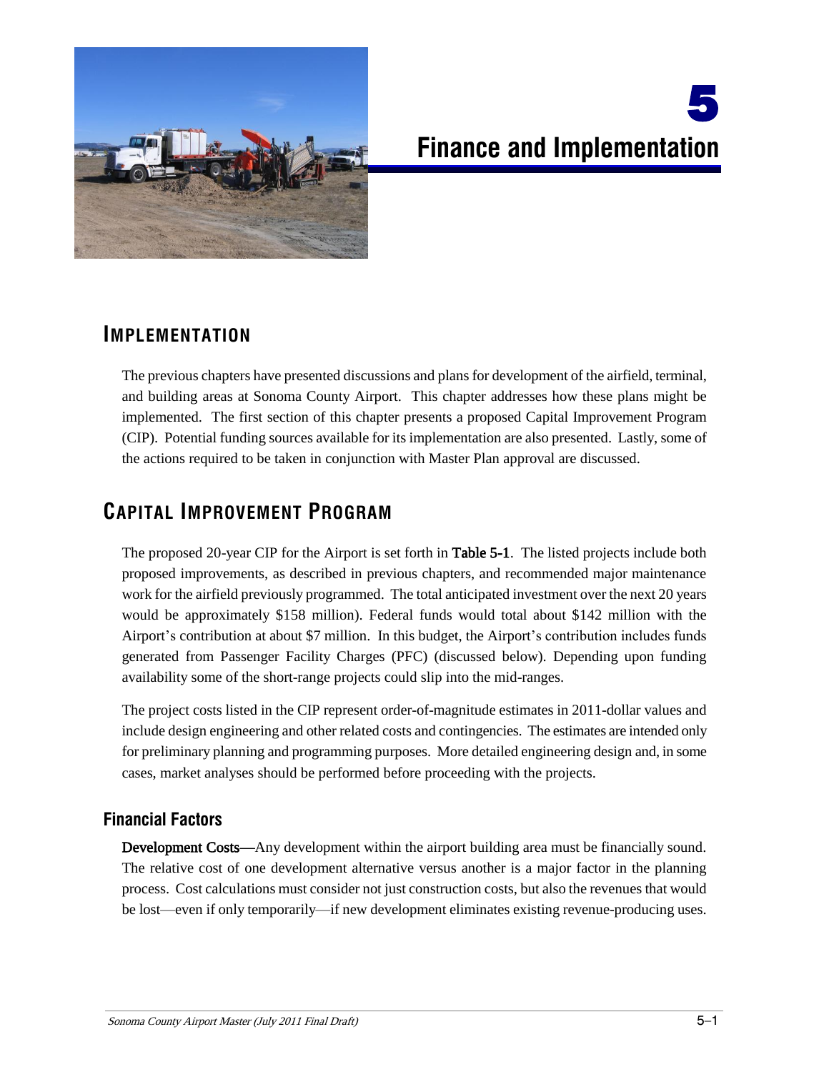# 5 Finance and Implementation

## IMPLEMENTATION

The previous chapters have presented discussions and plans for development of the airfield, terminal, and building areas at Sonoma County Airport. This chapter addresses how these plans might be implemented. The first section of this chapter presents a proposed Capital Improvement Program (CIP). Potential funding sources available for its implementation are also presented. Lastly, some of the actions required to be taken in conjunction with Master Plan approval are discussed.

## CAPITAL IMPROVEMENT PROGRAM

The proposed 20-year CIP for the Airport is set forth in **Table 5-1**. The listed projects include both proposed improvements, as described in previous chapters, and recommended major maintenance work for the airfield previously programmed. The total anticipated investment over the next 20 years would be approximately $158 million). Federal funds would total about $142 million with the Airport's contribution at about $7 million. In this budget, the Airport's contribution includes funds generated from Passenger Facility Charges (PFC) (discussed below). Depending upon funding availability some of the short-range projects could slip into the mid-ranges.

The project costs listed in the CIP represent order-of-magnitude estimates in 2011-dollar values and include design engineering and other related costs and contingencies. The estimates are intended only for preliminary planning and programming purposes. More detailed engineering design and, in some cases, market analyses should be performed before proceeding with the projects.

### Financial Factors

**Development Costs**—Any development within the airport building area must be financially sound. The relative cost of one development alternative versus another is a major factor in the planning process. Cost calculations must consider not just construction costs, but also the revenues that would be lost—even if only temporarily—if new development eliminates existing revenue-producing uses.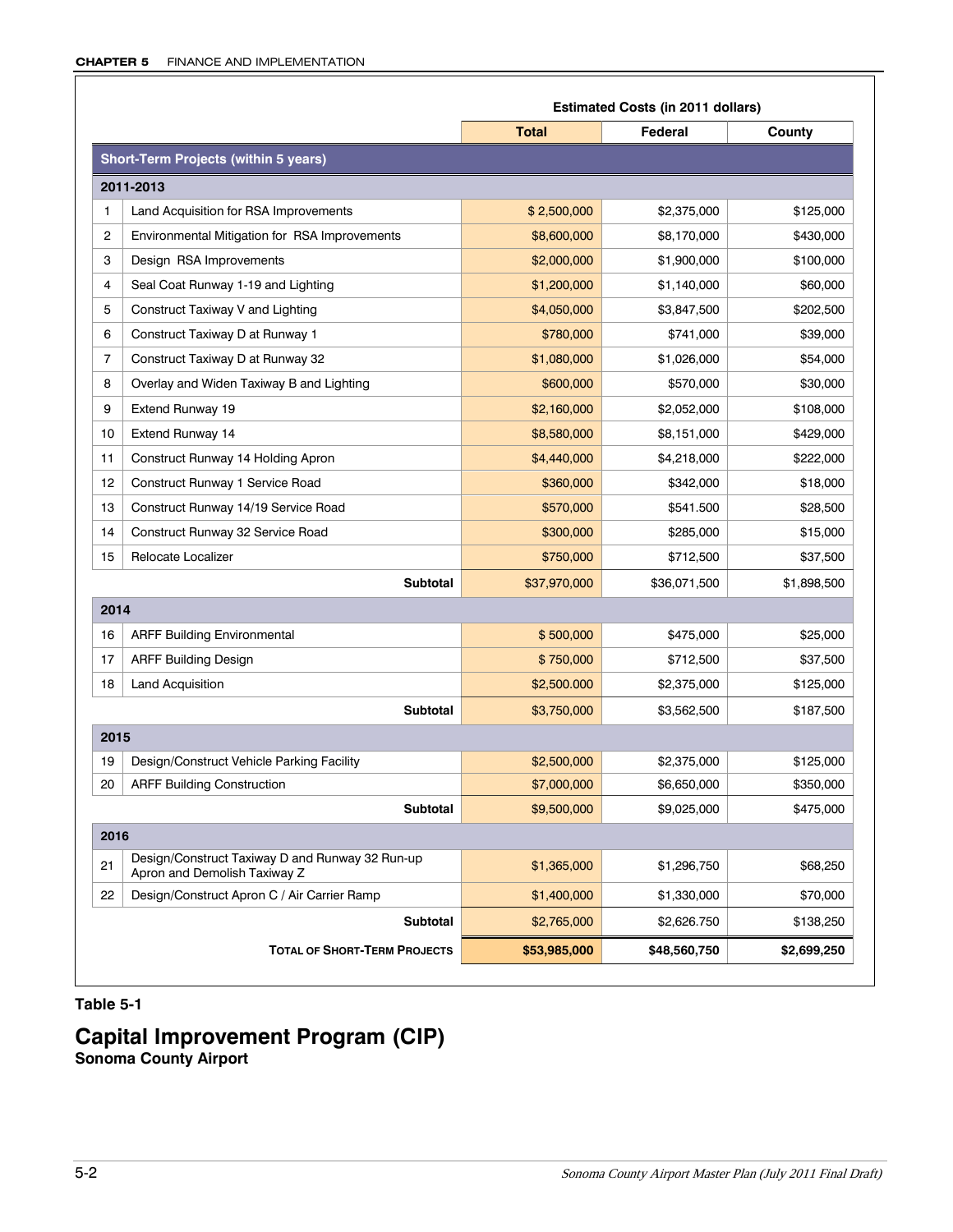| | | Estimated Costs (in 2011 dollars) | | |
|---|---|---|---|---|
| | | **Total** | **Federal** | **County** |
| **Short-Term Projects (within 5 years)** | | | | |
| **2011-2013** | | | | |
| 1 | Land Acquisition for RSA Improvements | $ 2,500,000 | $2,375,000 | $125,000 |
| 2 | Environmental Mitigation for RSA Improvements | $8,600,000 | $8,170,000 | $430,000 |
| 3 | Design RSA Improvements | $2,000,000 | $1,900,000 | $100,000 |
| 4 | Seal Coat Runway 1-19 and Lighting | $1,200,000 | $1,140,000 | $60,000 |
| 5 | Construct Taxiway V and Lighting | $4,050,000 | $3,847,500 | $202,500 |
| 6 | Construct Taxiway D at Runway 1 | $780,000 | $741,000 | $39,000 |
| 7 | Construct Taxiway D at Runway 32 | $1,080,000 | $1,026,000 | $54,000 |
| 8 | Overlay and Widen Taxiway B and Lighting | $600,000 | $570,000 | $30,000 |
| 9 | Extend Runway 19 | $2,160,000 | $2,052,000 | $108,000 |
| 10 | Extend Runway 14 | $8,580,000 | $8,151,000 | $429,000 |
| 11 | Construct Runway 14 Holding Apron | $4,440,000 | $4,218,000 | $222,000 |
| 12 | Construct Runway 1 Service Road | $360,000 | $342,000 | $18,000 |
| 13 | Construct Runway 14/19 Service Road | $570,000 | $541.500 | $28,500 |
| 14 | Construct Runway 32 Service Road | $300,000 | $285,000 | $15,000 |
| 15 | Relocate Localizer | $750,000 | $712,500 | $37,500 |
| | **Subtotal** | $37,970,000 | $36,071,500 | $1,898,500 |
| **2014** | | | | |
| 16 | ARFF Building Environmental | $ 500,000 | $475,000 | $25,000 |
| 17 | ARFF Building Design | $ 750,000 | $712,500 | $37,500 |
| 18 | Land Acquisition | $2,500.000 | $2,375,000 | $125,000 |
| | **Subtotal** | $3,750,000 | $3,562,500 | $187,500 |
| **2015** | | | | |
| 19 | Design/Construct Vehicle Parking Facility | $2,500,000 | $2,375,000 | $125,000 |
| 20 | ARFF Building Construction | $7,000,000 | $6,650,000 | $350,000 |
| | **Subtotal** | $9,500,000 | $9,025,000 | $475,000 |
| **2016** | | | | |
| 21 | Design/Construct Taxiway D and Runway 32 Run-up Apron and Demolish Taxiway Z | $1,365,000 | $1,296,750 | $68,250 |
| 22 | Design/Construct Apron C / Air Carrier Ramp | $1,400,000 | $1,330,000 | $70,000 |
| | **Subtotal** | $2,765,000 | $2.626.750 | $138,250 |
| | **TOTAL OF SHORT-TERM PROJECTS** | **$53,985,000** | **$48,560,750** | **$2,699,250** |

**Table 5-1**

# Capital Improvement Program (CIP)

**Sonoma County Airport**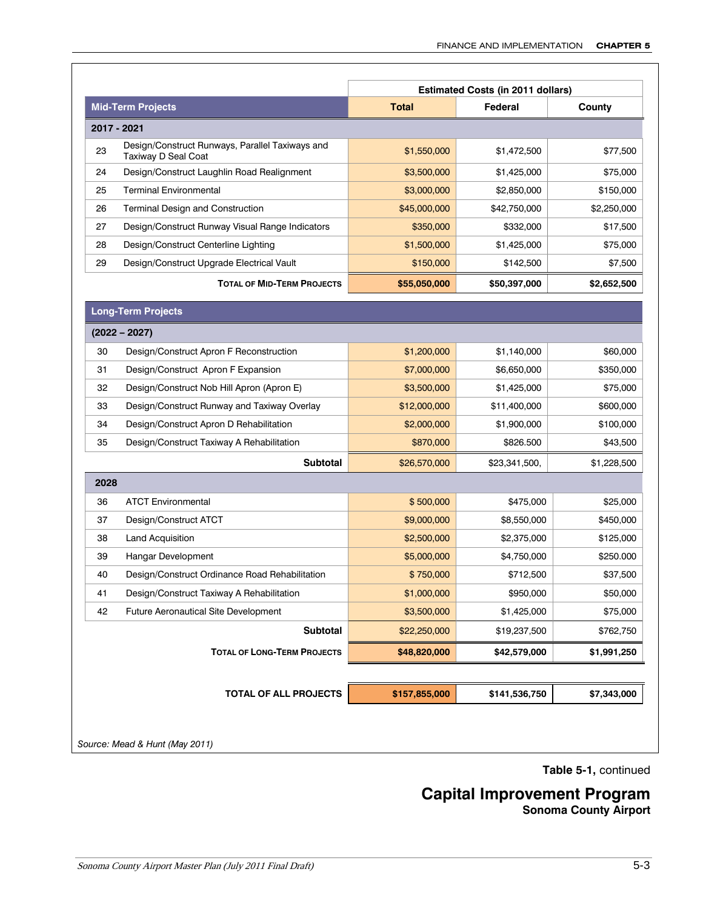| | Mid-Term Projects | Estimated Costs (in 2011 dollars) Total | Federal | County |
|---|---|---|---|---|
| **2017 - 2021** | | | | |
| 23 | Design/Construct Runways, Parallel Taxiways and Taxiway D Seal Coat | $1,550,000 | $1,472,500 | $77,500 |
| 24 | Design/Construct Laughlin Road Realignment | $3,500,000 | $1,425,000 | $75,000 |
| 25 | Terminal Environmental | $3,000,000 | $2,850,000 | $150,000 |
| 26 | Terminal Design and Construction | $45,000,000 | $42,750,000 | $2,250,000 |
| 27 | Design/Construct Runway Visual Range Indicators | $350,000 | $332,000 | $17,500 |
| 28 | Design/Construct Centerline Lighting | $1,500,000 | $1,425,000 | $75,000 |
| 29 | Design/Construct Upgrade Electrical Vault | $150,000 | $142,500 | $7,500 |
| | **TOTAL OF MID-TERM PROJECTS** | **$55,050,000** | **$50,397,000** | **$2,652,500** |
| | **Long-Term Projects** | | | |
| **(2022 – 2027)** | | | | |
| 30 | Design/Construct Apron F Reconstruction | $1,200,000 | $1,140,000 | $60,000 |
| 31 | Design/Construct Apron F Expansion | $7,000,000 | $6,650,000 | $350,000 |
| 32 | Design/Construct Nob Hill Apron (Apron E) | $3,500,000 | $1,425,000 | $75,000 |
| 33 | Design/Construct Runway and Taxiway Overlay | $12,000,000 | $11,400,000 | $600,000 |
| 34 | Design/Construct Apron D Rehabilitation | $2,000,000 | $1,900,000 | $100,000 |
| 35 | Design/Construct Taxiway A Rehabilitation | $870,000 | $826.500 | $43,500 |
| | **Subtotal** | $26,570,000 | $23,341,500, | $1,228,500 |
| **2028** | | | | |
| 36 | ATCT Environmental | $ 500,000 | $475,000 | $25,000 |
| 37 | Design/Construct ATCT | $9,000,000 | $8,550,000 | $450,000 |
| 38 | Land Acquisition | $2,500,000 | $2,375,000 | $125,000 |
| 39 | Hangar Development | $5,000,000 | $4,750,000 | $250.000 |
| 40 | Design/Construct Ordinance Road Rehabilitation | $ 750,000 | $712,500 | $37,500 |
| 41 | Design/Construct Taxiway A Rehabilitation | $1,000,000 | $950,000 | $50,000 |
| 42 | Future Aeronautical Site Development | $3,500,000 | $1,425,000 | $75,000 |
| | **Subtotal** | $22,250,000 | $19,237,500 | $762,750 |
| | **TOTAL OF LONG-TERM PROJECTS** | **$48,820,000** | **$42,579,000** | **$1,991,250** |
| | **TOTAL OF ALL PROJECTS** | **$157,855,000** | **$141,536,750** | **$7,343,000** |

*Source: Mead & Hunt (May 2011)*

**Table 5-1,** continued

## Capital Improvement Program

**Sonoma County Airport**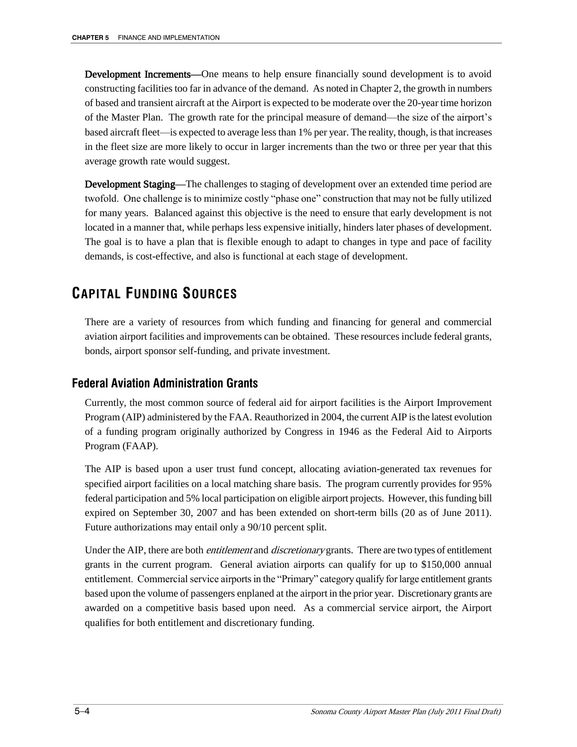**Development Increments**—One means to help ensure financially sound development is to avoid constructing facilities too far in advance of the demand. As noted in Chapter 2, the growth in numbers of based and transient aircraft at the Airport is expected to be moderate over the 20-year time horizon of the Master Plan. The growth rate for the principal measure of demand—the size of the airport's based aircraft fleet—is expected to average less than 1% per year. The reality, though, is that increases in the fleet size are more likely to occur in larger increments than the two or three per year that this average growth rate would suggest.

**Development Staging**—The challenges to staging of development over an extended time period are twofold. One challenge is to minimize costly "phase one" construction that may not be fully utilized for many years. Balanced against this objective is the need to ensure that early development is not located in a manner that, while perhaps less expensive initially, hinders later phases of development. The goal is to have a plan that is flexible enough to adapt to changes in type and pace of facility demands, is cost-effective, and also is functional at each stage of development.

## CAPITAL FUNDING SOURCES

There are a variety of resources from which funding and financing for general and commercial aviation airport facilities and improvements can be obtained. These resources include federal grants, bonds, airport sponsor self-funding, and private investment.

### Federal Aviation Administration Grants

Currently, the most common source of federal aid for airport facilities is the Airport Improvement Program (AIP) administered by the FAA. Reauthorized in 2004, the current AIP is the latest evolution of a funding program originally authorized by Congress in 1946 as the Federal Aid to Airports Program (FAAP).

The AIP is based upon a user trust fund concept, allocating aviation-generated tax revenues for specified airport facilities on a local matching share basis. The program currently provides for 95% federal participation and 5% local participation on eligible airport projects. However, this funding bill expired on September 30, 2007 and has been extended on short-term bills (20 as of June 2011). Future authorizations may entail only a 90/10 percent split.

Under the AIP, there are both *entitlement* and *discretionary* grants. There are two types of entitlement grants in the current program. General aviation airports can qualify for up to $150,000 annual entitlement. Commercial service airports in the "Primary" category qualify for large entitlement grants based upon the volume of passengers enplaned at the airport in the prior year. Discretionary grants are awarded on a competitive basis based upon need. As a commercial service airport, the Airport qualifies for both entitlement and discretionary funding.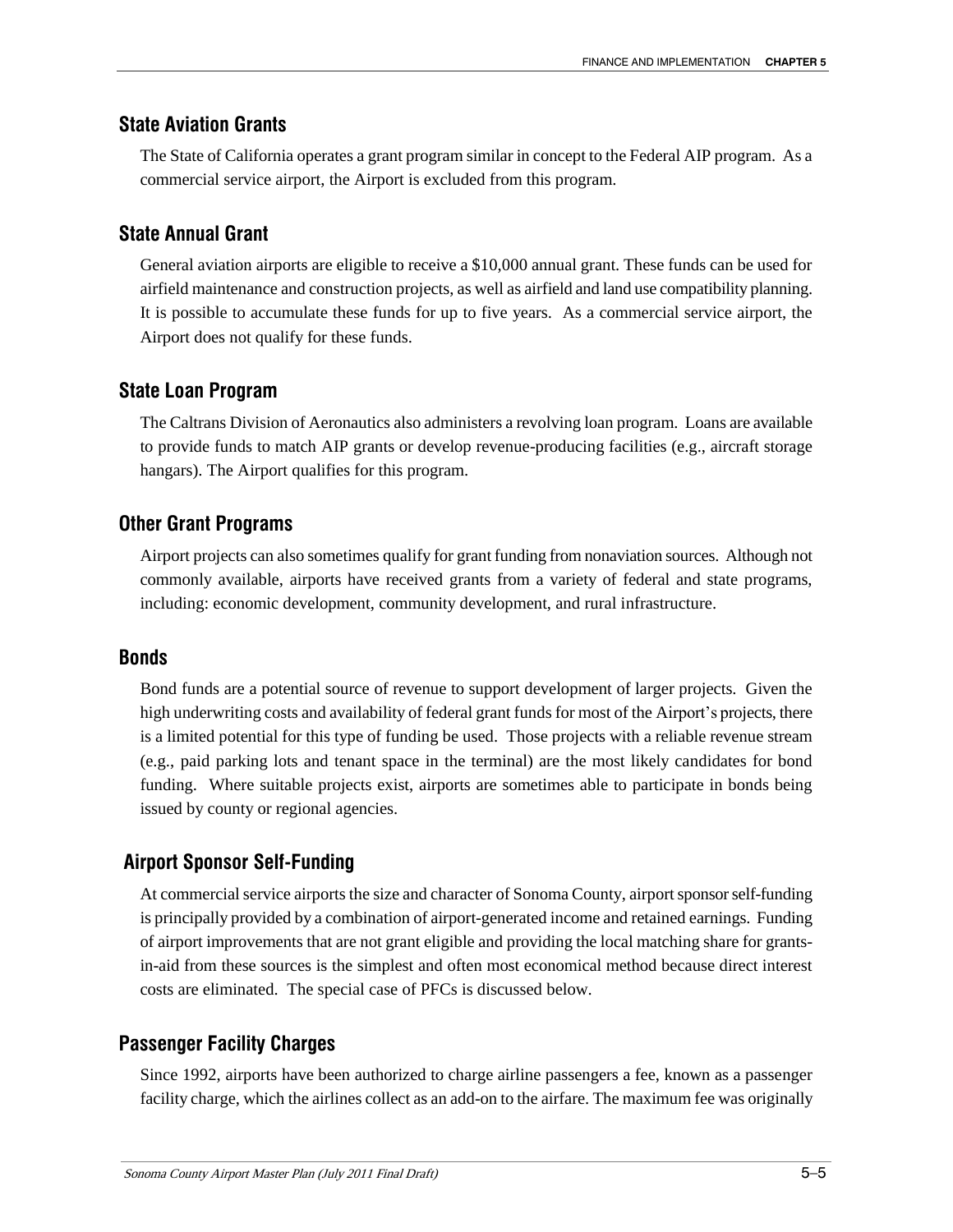### State Aviation Grants

The State of California operates a grant program similar in concept to the Federal AIP program. As a commercial service airport, the Airport is excluded from this program.

### State Annual Grant

General aviation airports are eligible to receive a $10,000 annual grant. These funds can be used for airfield maintenance and construction projects, as well as airfield and land use compatibility planning. It is possible to accumulate these funds for up to five years. As a commercial service airport, the Airport does not qualify for these funds.

### State Loan Program

The Caltrans Division of Aeronautics also administers a revolving loan program. Loans are available to provide funds to match AIP grants or develop revenue-producing facilities (e.g., aircraft storage hangars). The Airport qualifies for this program.

### Other Grant Programs

Airport projects can also sometimes qualify for grant funding from nonaviation sources. Although not commonly available, airports have received grants from a variety of federal and state programs, including: economic development, community development, and rural infrastructure.

### Bonds

Bond funds are a potential source of revenue to support development of larger projects. Given the high underwriting costs and availability of federal grant funds for most of the Airport's projects, there is a limited potential for this type of funding be used. Those projects with a reliable revenue stream (e.g., paid parking lots and tenant space in the terminal) are the most likely candidates for bond funding. Where suitable projects exist, airports are sometimes able to participate in bonds being issued by county or regional agencies.

### Airport Sponsor Self-Funding

At commercial service airports the size and character of Sonoma County, airport sponsor self-funding is principally provided by a combination of airport-generated income and retained earnings. Funding of airport improvements that are not grant eligible and providing the local matching share for grants-in-aid from these sources is the simplest and often most economical method because direct interest costs are eliminated. The special case of PFCs is discussed below.

### Passenger Facility Charges

Since 1992, airports have been authorized to charge airline passengers a fee, known as a passenger facility charge, which the airlines collect as an add-on to the airfare. The maximum fee was originally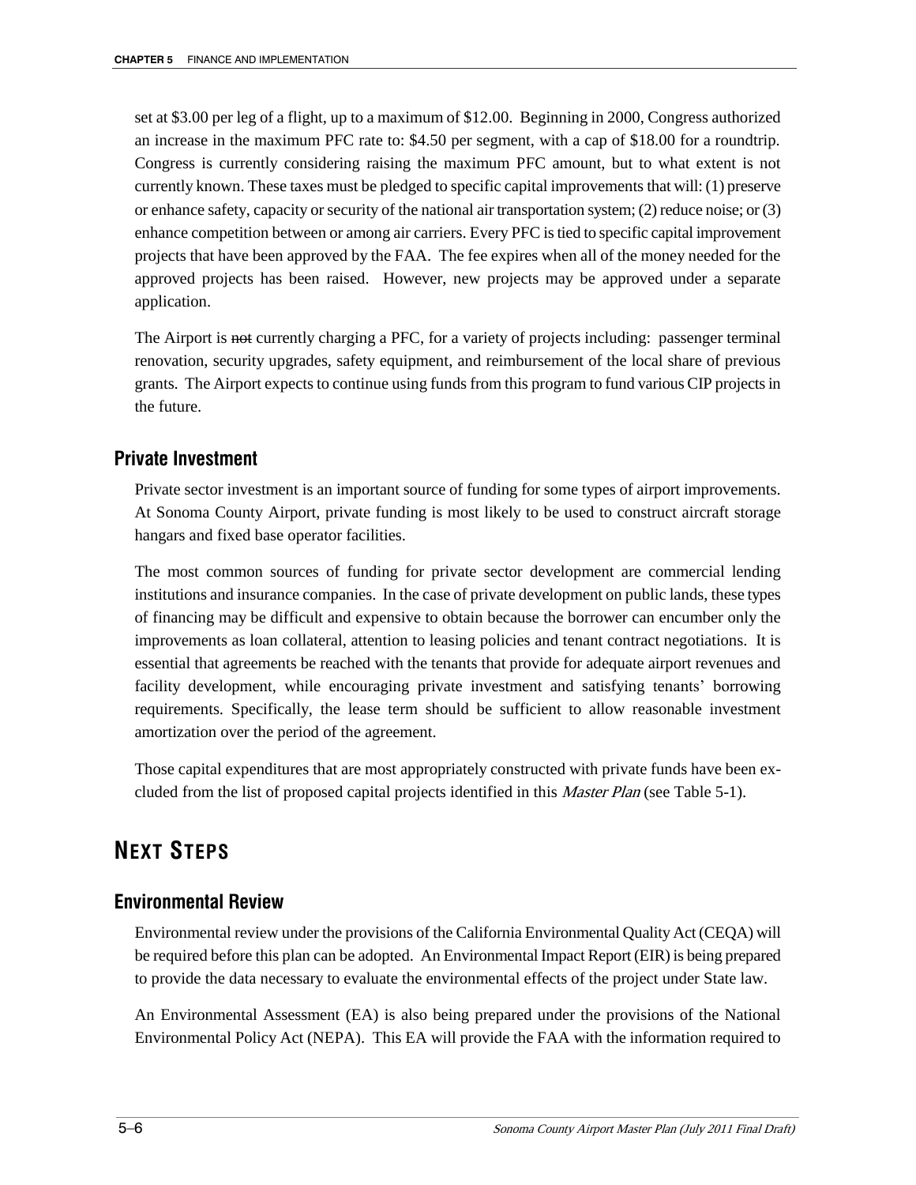set at $3.00 per leg of a flight, up to a maximum of $12.00. Beginning in 2000, Congress authorized an increase in the maximum PFC rate to: $4.50 per segment, with a cap of $18.00 for a roundtrip. Congress is currently considering raising the maximum PFC amount, but to what extent is not currently known. These taxes must be pledged to specific capital improvements that will: (1) preserve or enhance safety, capacity or security of the national air transportation system; (2) reduce noise; or (3) enhance competition between or among air carriers. Every PFC is tied to specific capital improvement projects that have been approved by the FAA. The fee expires when all of the money needed for the approved projects has been raised. However, new projects may be approved under a separate application.

The Airport is ~~not~~ currently charging a PFC, for a variety of projects including: passenger terminal renovation, security upgrades, safety equipment, and reimbursement of the local share of previous grants. The Airport expects to continue using funds from this program to fund various CIP projects in the future.

### Private Investment

Private sector investment is an important source of funding for some types of airport improvements. At Sonoma County Airport, private funding is most likely to be used to construct aircraft storage hangars and fixed base operator facilities.

The most common sources of funding for private sector development are commercial lending institutions and insurance companies. In the case of private development on public lands, these types of financing may be difficult and expensive to obtain because the borrower can encumber only the improvements as loan collateral, attention to leasing policies and tenant contract negotiations. It is essential that agreements be reached with the tenants that provide for adequate airport revenues and facility development, while encouraging private investment and satisfying tenants' borrowing requirements. Specifically, the lease term should be sufficient to allow reasonable investment amortization over the period of the agreement.

Those capital expenditures that are most appropriately constructed with private funds have been excluded from the list of proposed capital projects identified in this *Master Plan* (see Table 5-1).

## NEXT STEPS

### Environmental Review

Environmental review under the provisions of the California Environmental Quality Act (CEQA) will be required before this plan can be adopted. An Environmental Impact Report (EIR) is being prepared to provide the data necessary to evaluate the environmental effects of the project under State law.

An Environmental Assessment (EA) is also being prepared under the provisions of the National Environmental Policy Act (NEPA). This EA will provide the FAA with the information required to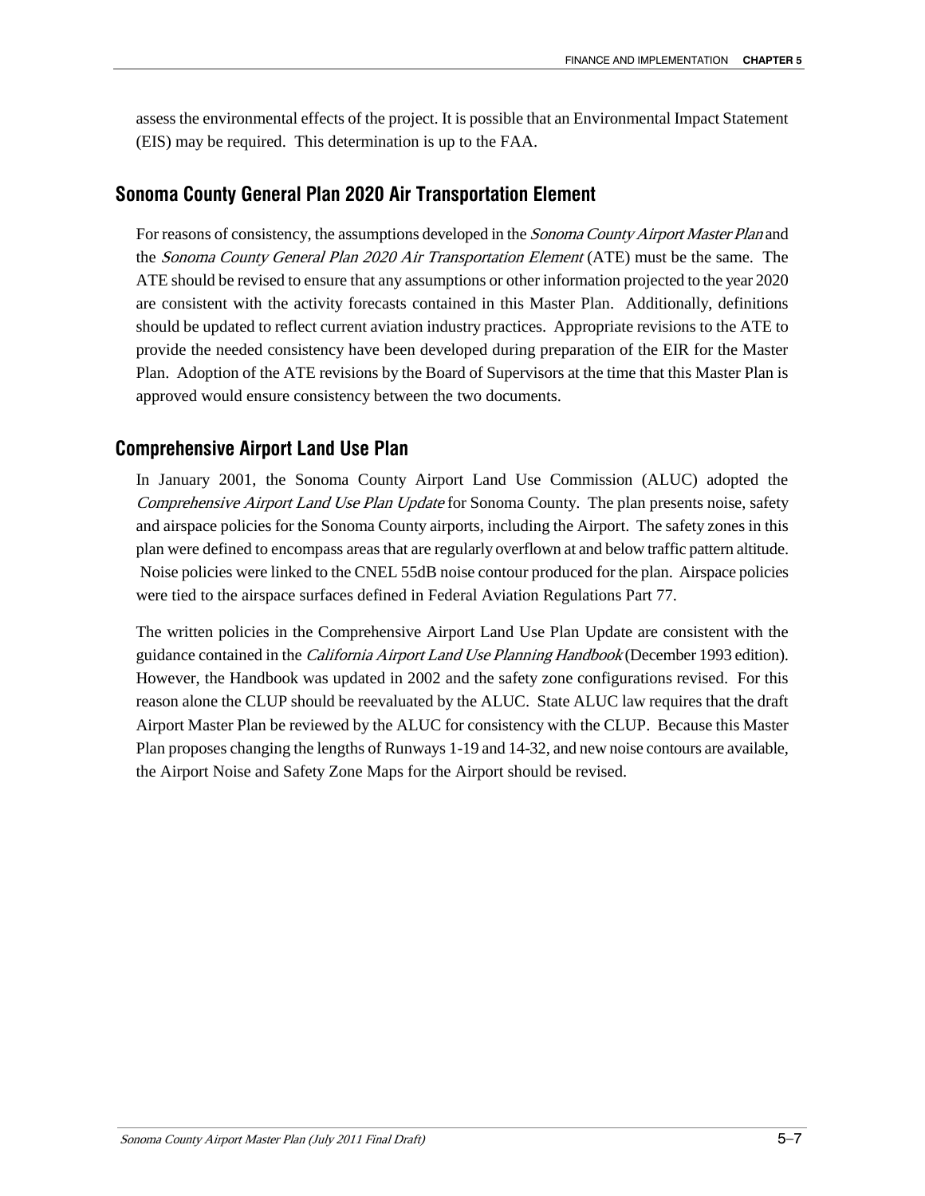assess the environmental effects of the project. It is possible that an Environmental Impact Statement (EIS) may be required. This determination is up to the FAA.

## Sonoma County General Plan 2020 Air Transportation Element

For reasons of consistency, the assumptions developed in the *Sonoma County Airport Master Plan* and the *Sonoma County General Plan 2020 Air Transportation Element* (ATE) must be the same. The ATE should be revised to ensure that any assumptions or other information projected to the year 2020 are consistent with the activity forecasts contained in this Master Plan. Additionally, definitions should be updated to reflect current aviation industry practices. Appropriate revisions to the ATE to provide the needed consistency have been developed during preparation of the EIR for the Master Plan. Adoption of the ATE revisions by the Board of Supervisors at the time that this Master Plan is approved would ensure consistency between the two documents.

## Comprehensive Airport Land Use Plan

In January 2001, the Sonoma County Airport Land Use Commission (ALUC) adopted the *Comprehensive Airport Land Use Plan Update* for Sonoma County. The plan presents noise, safety and airspace policies for the Sonoma County airports, including the Airport. The safety zones in this plan were defined to encompass areas that are regularly overflown at and below traffic pattern altitude. Noise policies were linked to the CNEL 55dB noise contour produced for the plan. Airspace policies were tied to the airspace surfaces defined in Federal Aviation Regulations Part 77.

The written policies in the Comprehensive Airport Land Use Plan Update are consistent with the guidance contained in the *California Airport Land Use Planning Handbook* (December 1993 edition). However, the Handbook was updated in 2002 and the safety zone configurations revised. For this reason alone the CLUP should be reevaluated by the ALUC. State ALUC law requires that the draft Airport Master Plan be reviewed by the ALUC for consistency with the CLUP. Because this Master Plan proposes changing the lengths of Runways 1-19 and 14-32, and new noise contours are available, the Airport Noise and Safety Zone Maps for the Airport should be revised.